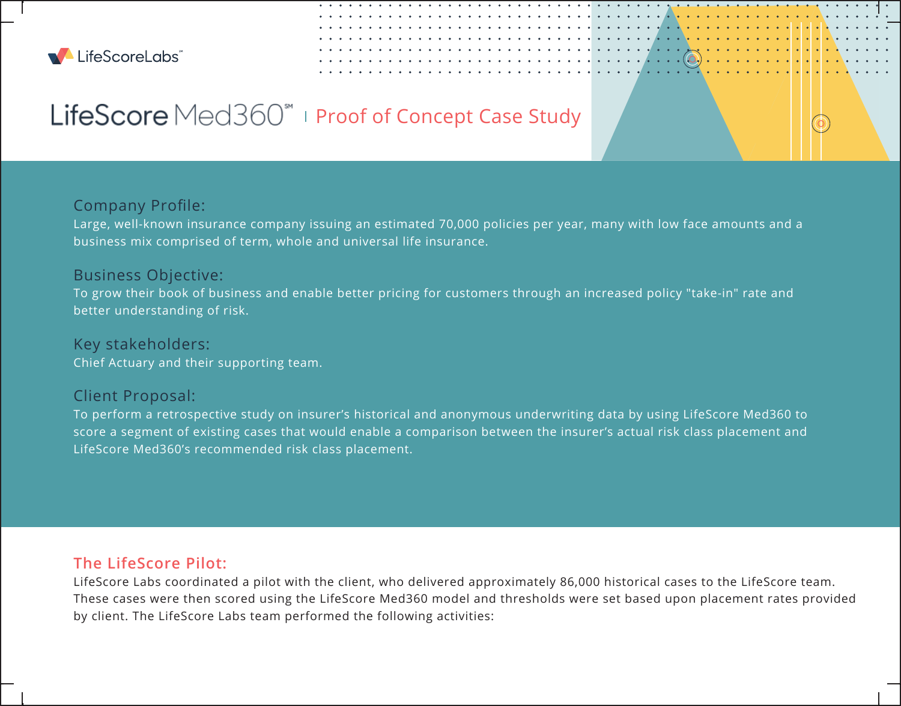LifeScoreLabs℠

# LifeScore Med360℠ | Proof of Concept Case Study

### Company Profile:

Large, well-known insurance company issuing an estimated 70,000 policies per year, many with low face amounts and a business mix comprised of term, whole and universal life insurance.

### Business Objective:

To grow their book of business and enable better pricing for customers through an increased policy "take-in" rate and better understanding of risk.

### Key stakeholders:

Chief Actuary and their supporting team.

### Client Proposal:

To perform a retrospective study on insurer's historical and anonymous underwriting data by using LifeScore Med360 to score a segment of existing cases that would enable a comparison between the insurer's actual risk class placement and LifeScore Med360's recommended risk class placement.

## The LifeScore Pilot:

LifeScore Labs coordinated a pilot with the client, who delivered approximately 86,000 historical cases to the LifeScore team. These cases were then scored using the LifeScore Med360 model and thresholds were set based upon placement rates provided by client. The LifeScore Labs team performed the following activities: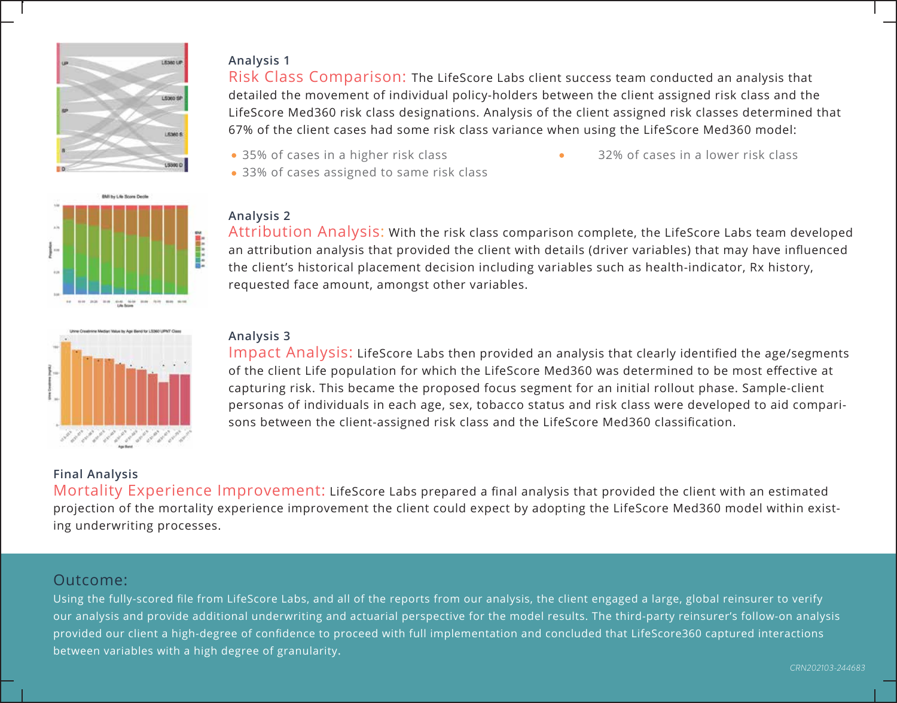### Analysis 1

**Risk Class Comparison:** The LifeScore Labs client success team conducted an analysis that detailed the movement of individual policy-holders between the client assigned risk class and the LifeScore Med360 risk class designations. Analysis of the client assigned risk classes determined that 67% of the client cases had some risk class variance when using the LifeScore Med360 model:

- 35% of cases in a higher risk class
- 32% of cases in a lower risk class
- 33% of cases assigned to same risk class

### Analysis 2

**Attribution Analysis:** With the risk class comparison complete, the LifeScore Labs team developed an attribution analysis that provided the client with details (driver variables) that may have influenced the client's historical placement decision including variables such as health-indicator, Rx history, requested face amount, amongst other variables.

### Analysis 3

**Impact Analysis:** LifeScore Labs then provided an analysis that clearly identified the age/segments of the client Life population for which the LifeScore Med360 was determined to be most effective at capturing risk. This became the proposed focus segment for an initial rollout phase. Sample-client personas of individuals in each age, sex, tobacco status and risk class were developed to aid comparisons between the client-assigned risk class and the LifeScore Med360 classification.

### Final Analysis

**Mortality Experience Improvement:** LifeScore Labs prepared a final analysis that provided the client with an estimated projection of the mortality experience improvement the client could expect by adopting the LifeScore Med360 model within existing underwriting processes.

## Outcome:

Using the fully-scored file from LifeScore Labs, and all of the reports from our analysis, the client engaged a large, global reinsurer to verify our analysis and provide additional underwriting and actuarial perspective for the model results. The third-party reinsurer's follow-on analysis provided our client a high-degree of confidence to proceed with full implementation and concluded that LifeScore360 captured interactions between variables with a high degree of granularity.

CRN202103-244683